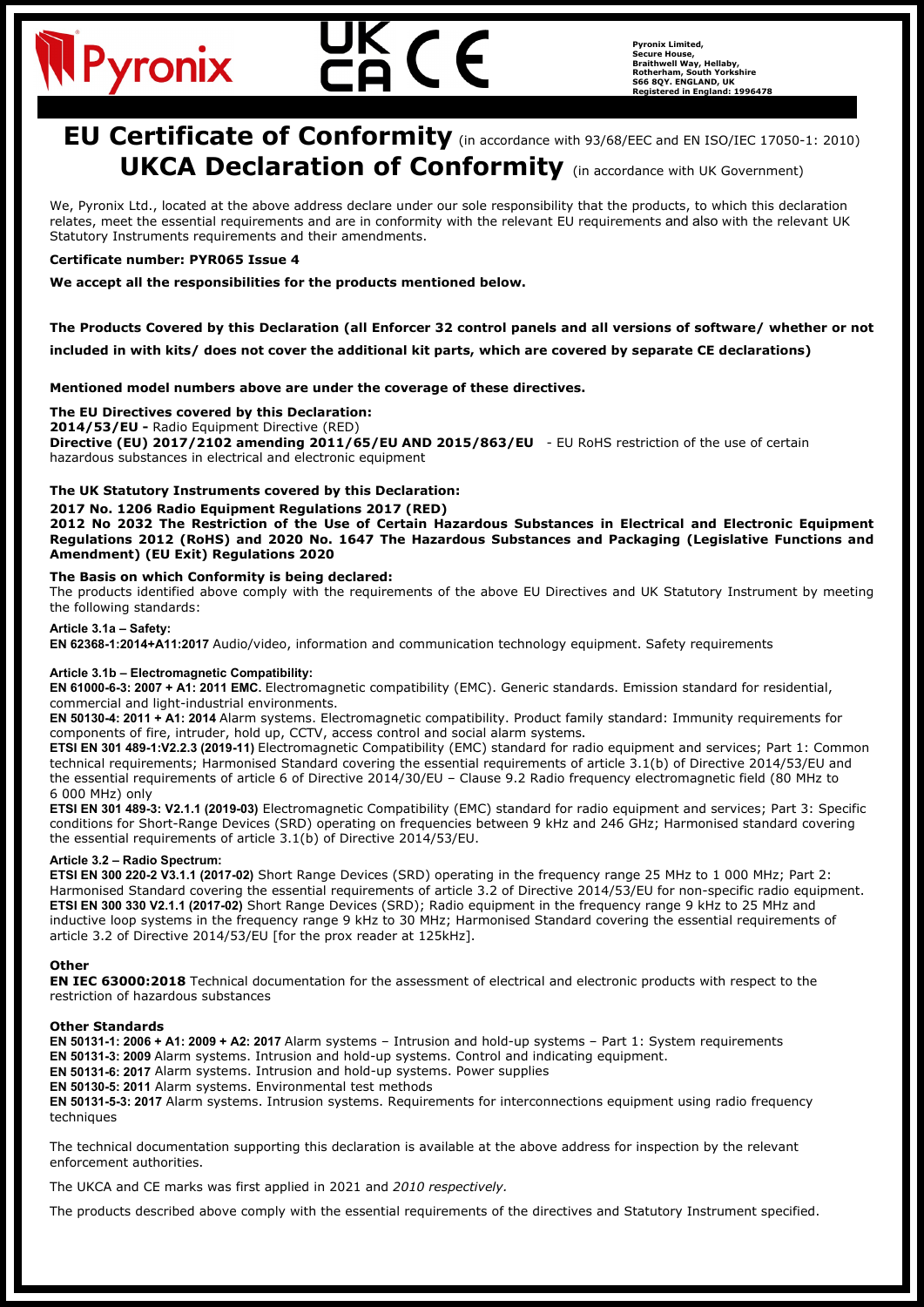Pyronix Limited,
Secure House,
Braithwell Way, Hellaby,
Rotherham, South Yorkshire
S66 8QY. ENGLAND, UK
Registered in England: 1996478

# EU Certificate of Conformity (in accordance with 93/68/EEC and EN ISO/IEC 17050-1: 2010)

# UKCA Declaration of Conformity (in accordance with UK Government)

We, Pyronix Ltd., located at the above address declare under our sole responsibility that the products, to which this declaration relates, meet the essential requirements and are in conformity with the relevant EU requirements and also with the relevant UK Statutory Instruments requirements and their amendments.

**Certificate number: PYR065 Issue 4**

**We accept all the responsibilities for the products mentioned below.**

**The Products Covered by this Declaration (all Enforcer 32 control panels and all versions of software/ whether or not included in with kits/ does not cover the additional kit parts, which are covered by separate CE declarations)**

**Mentioned model numbers above are under the coverage of these directives.**

**The EU Directives covered by this Declaration:**
**2014/53/EU -** Radio Equipment Directive (RED)
**Directive (EU) 2017/2102 amending 2011/65/EU AND 2015/863/EU** - EU RoHS restriction of the use of certain hazardous substances in electrical and electronic equipment

**The UK Statutory Instruments covered by this Declaration:**
**2017 No. 1206 Radio Equipment Regulations 2017 (RED)**
**2012 No 2032 The Restriction of the Use of Certain Hazardous Substances in Electrical and Electronic Equipment Regulations 2012 (RoHS) and 2020 No. 1647 The Hazardous Substances and Packaging (Legislative Functions and Amendment) (EU Exit) Regulations 2020**

**The Basis on which Conformity is being declared:**
The products identified above comply with the requirements of the above EU Directives and UK Statutory Instrument by meeting the following standards:

**Article 3.1a – Safety:**
**EN 62368-1:2014+A11:2017** Audio/video, information and communication technology equipment. Safety requirements

**Article 3.1b – Electromagnetic Compatibility:**
**EN 61000-6-3: 2007 + A1: 2011 EMC.** Electromagnetic compatibility (EMC). Generic standards. Emission standard for residential, commercial and light-industrial environments.
**EN 50130-4: 2011 + A1: 2014** Alarm systems. Electromagnetic compatibility. Product family standard: Immunity requirements for components of fire, intruder, hold up, CCTV, access control and social alarm systems.
**ETSI EN 301 489-1:V2.2.3 (2019-11)** Electromagnetic Compatibility (EMC) standard for radio equipment and services; Part 1: Common technical requirements; Harmonised Standard covering the essential requirements of article 3.1(b) of Directive 2014/53/EU and the essential requirements of article 6 of Directive 2014/30/EU – Clause 9.2 Radio frequency electromagnetic field (80 MHz to 6 000 MHz) only
**ETSI EN 301 489-3: V2.1.1 (2019-03)** Electromagnetic Compatibility (EMC) standard for radio equipment and services; Part 3: Specific conditions for Short-Range Devices (SRD) operating on frequencies between 9 kHz and 246 GHz; Harmonised standard covering the essential requirements of article 3.1(b) of Directive 2014/53/EU.

**Article 3.2 – Radio Spectrum:**
**ETSI EN 300 220-2 V3.1.1 (2017-02)** Short Range Devices (SRD) operating in the frequency range 25 MHz to 1 000 MHz; Part 2: Harmonised Standard covering the essential requirements of article 3.2 of Directive 2014/53/EU for non-specific radio equipment.
**ETSI EN 300 330 V2.1.1 (2017-02)** Short Range Devices (SRD); Radio equipment in the frequency range 9 kHz to 25 MHz and inductive loop systems in the frequency range 9 kHz to 30 MHz; Harmonised Standard covering the essential requirements of article 3.2 of Directive 2014/53/EU [for the prox reader at 125kHz].

**Other**
**EN IEC 63000:2018** Technical documentation for the assessment of electrical and electronic products with respect to the restriction of hazardous substances

**Other Standards**
**EN 50131-1: 2006 + A1: 2009 + A2: 2017** Alarm systems – Intrusion and hold-up systems – Part 1: System requirements
**EN 50131-3: 2009** Alarm systems. Intrusion and hold-up systems. Control and indicating equipment.
**EN 50131-6: 2017** Alarm systems. Intrusion and hold-up systems. Power supplies
**EN 50130-5: 2011** Alarm systems. Environmental test methods
**EN 50131-5-3: 2017** Alarm systems. Intrusion systems. Requirements for interconnections equipment using radio frequency techniques

The technical documentation supporting this declaration is available at the above address for inspection by the relevant enforcement authorities.

The UKCA and CE marks was first applied in 2021 and *2010 respectively*.

The products described above comply with the essential requirements of the directives and Statutory Instrument specified.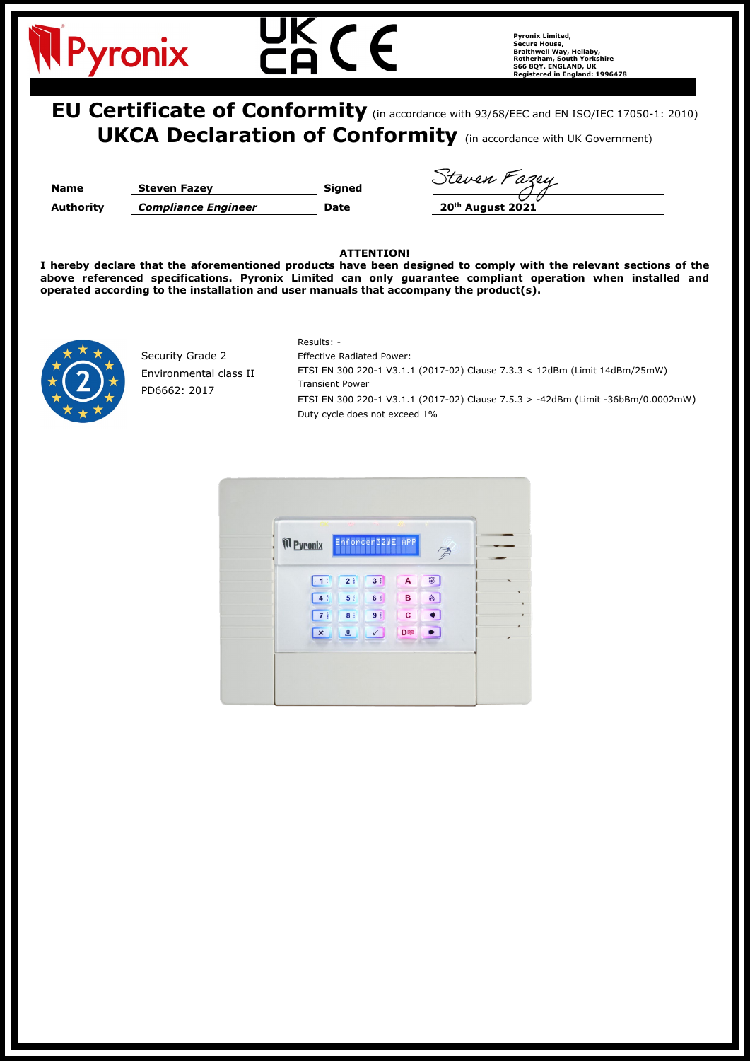Pyronix Limited,
Secure House,
Braithwell Way, Hellaby,
Rotherham, South Yorkshire
S66 8QY. ENGLAND, UK
Registered in England: 1996478

# EU Certificate of Conformity (in accordance with 93/68/EEC and EN ISO/IEC 17050-1: 2010)

# UKCA Declaration of Conformity (in accordance with UK Government)

| | | | |
|---|---|---|---|
| **Name** | **Steven Fazey** | **Signed** | Steven Fazey |
| **Authority** | ***Compliance Engineer*** | **Date** | **20th August 2021** |

**ATTENTION!**

**I hereby declare that the aforementioned products have been designed to comply with the relevant sections of the above referenced specifications. Pyronix Limited can only guarantee compliant operation when installed and operated according to the installation and user manuals that accompany the product(s).**

Security Grade 2
Environmental class II
PD6662: 2017

Results: -
Effective Radiated Power:
ETSI EN 300 220-1 V3.1.1 (2017-02) Clause 7.3.3 < 12dBm (Limit 14dBm/25mW)
Transient Power
ETSI EN 300 220-1 V3.1.1 (2017-02) Clause 7.5.3 > -42dBm (Limit -36bBm/0.0002mW)
Duty cycle does not exceed 1%